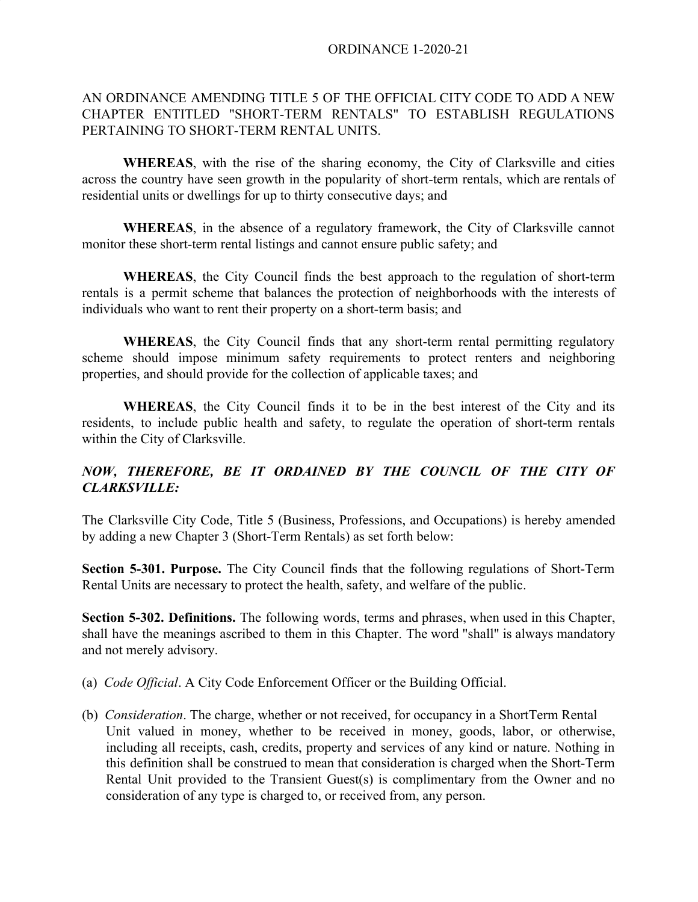ORDINANCE 1-2020-21

AN ORDINANCE AMENDING TITLE 5 OF THE OFFICIAL CITY CODE TO ADD A NEW CHAPTER ENTITLED "SHORT-TERM RENTALS" TO ESTABLISH REGULATIONS PERTAINING TO SHORT-TERM RENTAL UNITS.

**WHEREAS**, with the rise of the sharing economy, the City of Clarksville and cities across the country have seen growth in the popularity of short-term rentals, which are rentals of residential units or dwellings for up to thirty consecutive days; and

**WHEREAS**, in the absence of a regulatory framework, the City of Clarksville cannot monitor these short-term rental listings and cannot ensure public safety; and

**WHEREAS**, the City Council finds the best approach to the regulation of short-term rentals is a permit scheme that balances the protection of neighborhoods with the interests of individuals who want to rent their property on a short-term basis; and

**WHEREAS**, the City Council finds that any short-term rental permitting regulatory scheme should impose minimum safety requirements to protect renters and neighboring properties, and should provide for the collection of applicable taxes; and

**WHEREAS**, the City Council finds it to be in the best interest of the City and its residents, to include public health and safety, to regulate the operation of short-term rentals within the City of Clarksville.

***NOW, THEREFORE, BE IT ORDAINED BY THE COUNCIL OF THE CITY OF CLARKSVILLE:***

The Clarksville City Code, Title 5 (Business, Professions, and Occupations) is hereby amended by adding a new Chapter 3 (Short-Term Rentals) as set forth below:

**Section 5-301. Purpose.** The City Council finds that the following regulations of Short-Term Rental Units are necessary to protect the health, safety, and welfare of the public.

**Section 5-302. Definitions.** The following words, terms and phrases, when used in this Chapter, shall have the meanings ascribed to them in this Chapter. The word "shall" is always mandatory and not merely advisory.

(a) *Code Official*. A City Code Enforcement Officer or the Building Official.

(b) *Consideration*. The charge, whether or not received, for occupancy in a ShortTerm Rental Unit valued in money, whether to be received in money, goods, labor, or otherwise, including all receipts, cash, credits, property and services of any kind or nature. Nothing in this definition shall be construed to mean that consideration is charged when the Short-Term Rental Unit provided to the Transient Guest(s) is complimentary from the Owner and no consideration of any type is charged to, or received from, any person.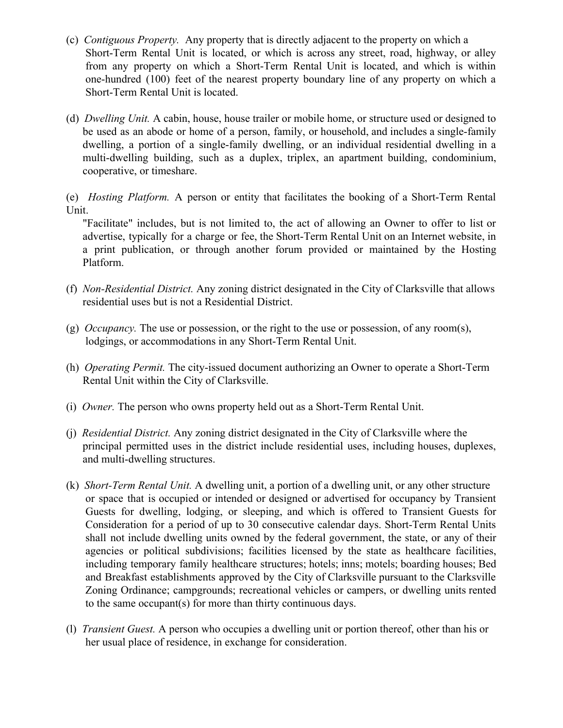(c) *Contiguous Property.* Any property that is directly adjacent to the property on which a Short-Term Rental Unit is located, or which is across any street, road, highway, or alley from any property on which a Short-Term Rental Unit is located, and which is within one-hundred (100) feet of the nearest property boundary line of any property on which a Short-Term Rental Unit is located.

(d) *Dwelling Unit.* A cabin, house, house trailer or mobile home, or structure used or designed to be used as an abode or home of a person, family, or household, and includes a single-family dwelling, a portion of a single-family dwelling, or an individual residential dwelling in a multi-dwelling building, such as a duplex, triplex, an apartment building, condominium, cooperative, or timeshare.

(e) *Hosting Platform.* A person or entity that facilitates the booking of a Short-Term Rental Unit.

"Facilitate" includes, but is not limited to, the act of allowing an Owner to offer to list or advertise, typically for a charge or fee, the Short-Term Rental Unit on an Internet website, in a print publication, or through another forum provided or maintained by the Hosting Platform.

(f) *Non-Residential District.* Any zoning district designated in the City of Clarksville that allows residential uses but is not a Residential District.

(g) *Occupancy.* The use or possession, or the right to the use or possession, of any room(s), lodgings, or accommodations in any Short-Term Rental Unit.

(h) *Operating Permit.* The city-issued document authorizing an Owner to operate a Short-Term Rental Unit within the City of Clarksville.

(i) *Owner.* The person who owns property held out as a Short-Term Rental Unit.

(j) *Residential District.* Any zoning district designated in the City of Clarksville where the principal permitted uses in the district include residential uses, including houses, duplexes, and multi-dwelling structures.

(k) *Short-Term Rental Unit.* A dwelling unit, a portion of a dwelling unit, or any other structure or space that is occupied or intended or designed or advertised for occupancy by Transient Guests for dwelling, lodging, or sleeping, and which is offered to Transient Guests for Consideration for a period of up to 30 consecutive calendar days. Short-Term Rental Units shall not include dwelling units owned by the federal government, the state, or any of their agencies or political subdivisions; facilities licensed by the state as healthcare facilities, including temporary family healthcare structures; hotels; inns; motels; boarding houses; Bed and Breakfast establishments approved by the City of Clarksville pursuant to the Clarksville Zoning Ordinance; campgrounds; recreational vehicles or campers, or dwelling units rented to the same occupant(s) for more than thirty continuous days.

(l) *Transient Guest.* A person who occupies a dwelling unit or portion thereof, other than his or her usual place of residence, in exchange for consideration.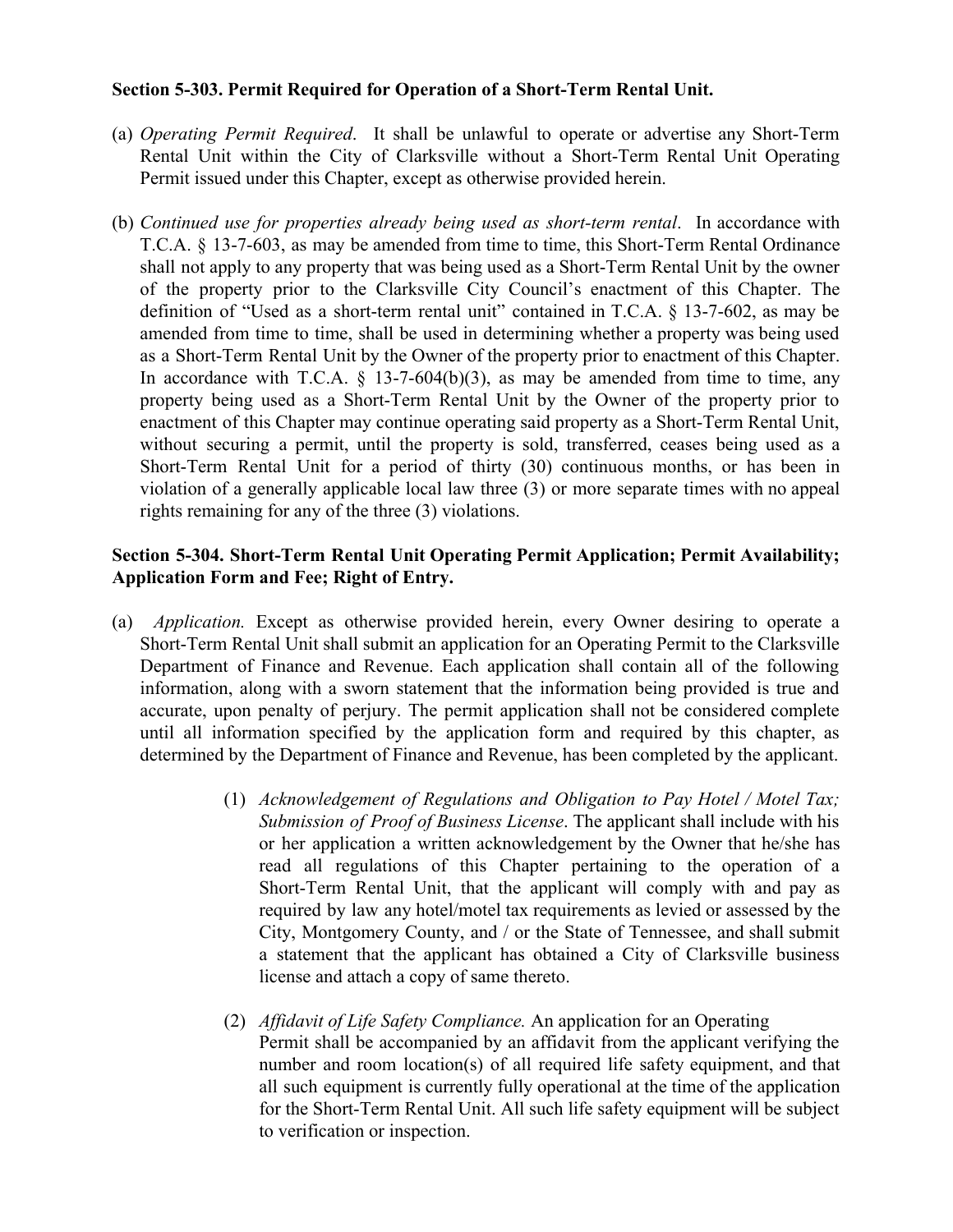**Section 5-303. Permit Required for Operation of a Short-Term Rental Unit.**

(a) *Operating Permit Required*. It shall be unlawful to operate or advertise any Short-Term Rental Unit within the City of Clarksville without a Short-Term Rental Unit Operating Permit issued under this Chapter, except as otherwise provided herein.

(b) *Continued use for properties already being used as short-term rental*. In accordance with T.C.A. § 13-7-603, as may be amended from time to time, this Short-Term Rental Ordinance shall not apply to any property that was being used as a Short-Term Rental Unit by the owner of the property prior to the Clarksville City Council's enactment of this Chapter. The definition of "Used as a short-term rental unit" contained in T.C.A. § 13-7-602, as may be amended from time to time, shall be used in determining whether a property was being used as a Short-Term Rental Unit by the Owner of the property prior to enactment of this Chapter. In accordance with T.C.A. § 13-7-604(b)(3), as may be amended from time to time, any property being used as a Short-Term Rental Unit by the Owner of the property prior to enactment of this Chapter may continue operating said property as a Short-Term Rental Unit, without securing a permit, until the property is sold, transferred, ceases being used as a Short-Term Rental Unit for a period of thirty (30) continuous months, or has been in violation of a generally applicable local law three (3) or more separate times with no appeal rights remaining for any of the three (3) violations.

**Section 5-304. Short-Term Rental Unit Operating Permit Application; Permit Availability; Application Form and Fee; Right of Entry.**

(a) *Application.* Except as otherwise provided herein, every Owner desiring to operate a Short-Term Rental Unit shall submit an application for an Operating Permit to the Clarksville Department of Finance and Revenue. Each application shall contain all of the following information, along with a sworn statement that the information being provided is true and accurate, upon penalty of perjury. The permit application shall not be considered complete until all information specified by the application form and required by this chapter, as determined by the Department of Finance and Revenue, has been completed by the applicant.

(1) *Acknowledgement of Regulations and Obligation to Pay Hotel / Motel Tax; Submission of Proof of Business License*. The applicant shall include with his or her application a written acknowledgement by the Owner that he/she has read all regulations of this Chapter pertaining to the operation of a Short-Term Rental Unit, that the applicant will comply with and pay as required by law any hotel/motel tax requirements as levied or assessed by the City, Montgomery County, and / or the State of Tennessee, and shall submit a statement that the applicant has obtained a City of Clarksville business license and attach a copy of same thereto.

(2) *Affidavit of Life Safety Compliance.* An application for an Operating Permit shall be accompanied by an affidavit from the applicant verifying the number and room location(s) of all required life safety equipment, and that all such equipment is currently fully operational at the time of the application for the Short-Term Rental Unit. All such life safety equipment will be subject to verification or inspection.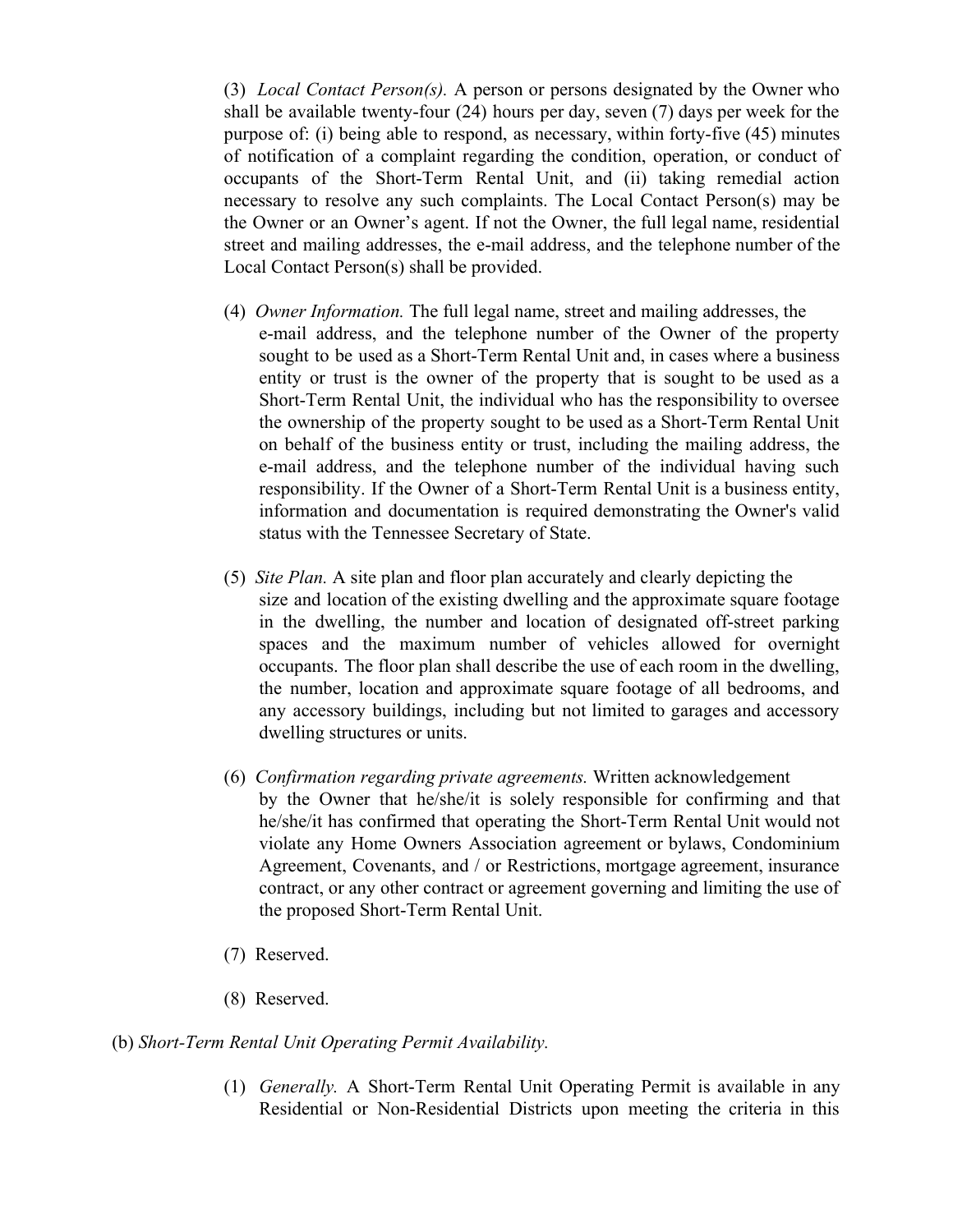(3) *Local Contact Person(s).* A person or persons designated by the Owner who shall be available twenty-four (24) hours per day, seven (7) days per week for the purpose of: (i) being able to respond, as necessary, within forty-five (45) minutes of notification of a complaint regarding the condition, operation, or conduct of occupants of the Short-Term Rental Unit, and (ii) taking remedial action necessary to resolve any such complaints. The Local Contact Person(s) may be the Owner or an Owner's agent. If not the Owner, the full legal name, residential street and mailing addresses, the e-mail address, and the telephone number of the Local Contact Person(s) shall be provided.

(4) *Owner Information.* The full legal name, street and mailing addresses, the e-mail address, and the telephone number of the Owner of the property sought to be used as a Short-Term Rental Unit and, in cases where a business entity or trust is the owner of the property that is sought to be used as a Short-Term Rental Unit, the individual who has the responsibility to oversee the ownership of the property sought to be used as a Short-Term Rental Unit on behalf of the business entity or trust, including the mailing address, the e-mail address, and the telephone number of the individual having such responsibility. If the Owner of a Short-Term Rental Unit is a business entity, information and documentation is required demonstrating the Owner's valid status with the Tennessee Secretary of State.

(5) *Site Plan.* A site plan and floor plan accurately and clearly depicting the size and location of the existing dwelling and the approximate square footage in the dwelling, the number and location of designated off-street parking spaces and the maximum number of vehicles allowed for overnight occupants. The floor plan shall describe the use of each room in the dwelling, the number, location and approximate square footage of all bedrooms, and any accessory buildings, including but not limited to garages and accessory dwelling structures or units.

(6) *Confirmation regarding private agreements.* Written acknowledgement by the Owner that he/she/it is solely responsible for confirming and that he/she/it has confirmed that operating the Short-Term Rental Unit would not violate any Home Owners Association agreement or bylaws, Condominium Agreement, Covenants, and / or Restrictions, mortgage agreement, insurance contract, or any other contract or agreement governing and limiting the use of the proposed Short-Term Rental Unit.

(7) Reserved.

(8) Reserved.

(b) *Short-Term Rental Unit Operating Permit Availability.*

(1) *Generally.* A Short-Term Rental Unit Operating Permit is available in any Residential or Non-Residential Districts upon meeting the criteria in this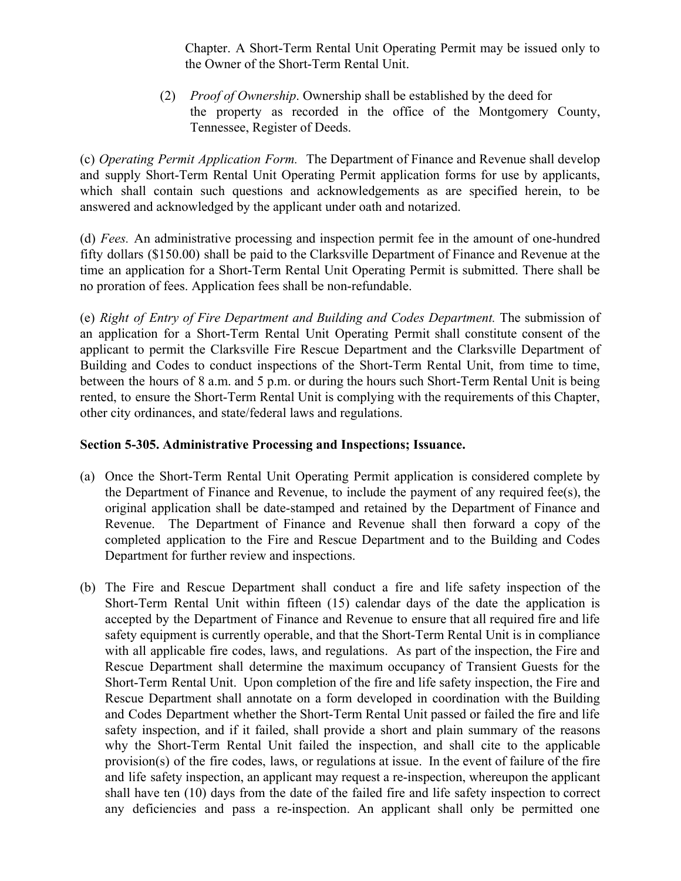Chapter. A Short-Term Rental Unit Operating Permit may be issued only to the Owner of the Short-Term Rental Unit.

(2) *Proof of Ownership*. Ownership shall be established by the deed for the property as recorded in the office of the Montgomery County, Tennessee, Register of Deeds.

(c) *Operating Permit Application Form.* The Department of Finance and Revenue shall develop and supply Short-Term Rental Unit Operating Permit application forms for use by applicants, which shall contain such questions and acknowledgements as are specified herein, to be answered and acknowledged by the applicant under oath and notarized.

(d) *Fees.* An administrative processing and inspection permit fee in the amount of one-hundred fifty dollars ($150.00) shall be paid to the Clarksville Department of Finance and Revenue at the time an application for a Short-Term Rental Unit Operating Permit is submitted. There shall be no proration of fees. Application fees shall be non-refundable.

(e) *Right of Entry of Fire Department and Building and Codes Department.* The submission of an application for a Short-Term Rental Unit Operating Permit shall constitute consent of the applicant to permit the Clarksville Fire Rescue Department and the Clarksville Department of Building and Codes to conduct inspections of the Short-Term Rental Unit, from time to time, between the hours of 8 a.m. and 5 p.m. or during the hours such Short-Term Rental Unit is being rented, to ensure the Short-Term Rental Unit is complying with the requirements of this Chapter, other city ordinances, and state/federal laws and regulations.

**Section 5-305. Administrative Processing and Inspections; Issuance.**

(a) Once the Short-Term Rental Unit Operating Permit application is considered complete by the Department of Finance and Revenue, to include the payment of any required fee(s), the original application shall be date-stamped and retained by the Department of Finance and Revenue. The Department of Finance and Revenue shall then forward a copy of the completed application to the Fire and Rescue Department and to the Building and Codes Department for further review and inspections.

(b) The Fire and Rescue Department shall conduct a fire and life safety inspection of the Short-Term Rental Unit within fifteen (15) calendar days of the date the application is accepted by the Department of Finance and Revenue to ensure that all required fire and life safety equipment is currently operable, and that the Short-Term Rental Unit is in compliance with all applicable fire codes, laws, and regulations. As part of the inspection, the Fire and Rescue Department shall determine the maximum occupancy of Transient Guests for the Short-Term Rental Unit. Upon completion of the fire and life safety inspection, the Fire and Rescue Department shall annotate on a form developed in coordination with the Building and Codes Department whether the Short-Term Rental Unit passed or failed the fire and life safety inspection, and if it failed, shall provide a short and plain summary of the reasons why the Short-Term Rental Unit failed the inspection, and shall cite to the applicable provision(s) of the fire codes, laws, or regulations at issue. In the event of failure of the fire and life safety inspection, an applicant may request a re-inspection, whereupon the applicant shall have ten (10) days from the date of the failed fire and life safety inspection to correct any deficiencies and pass a re-inspection. An applicant shall only be permitted one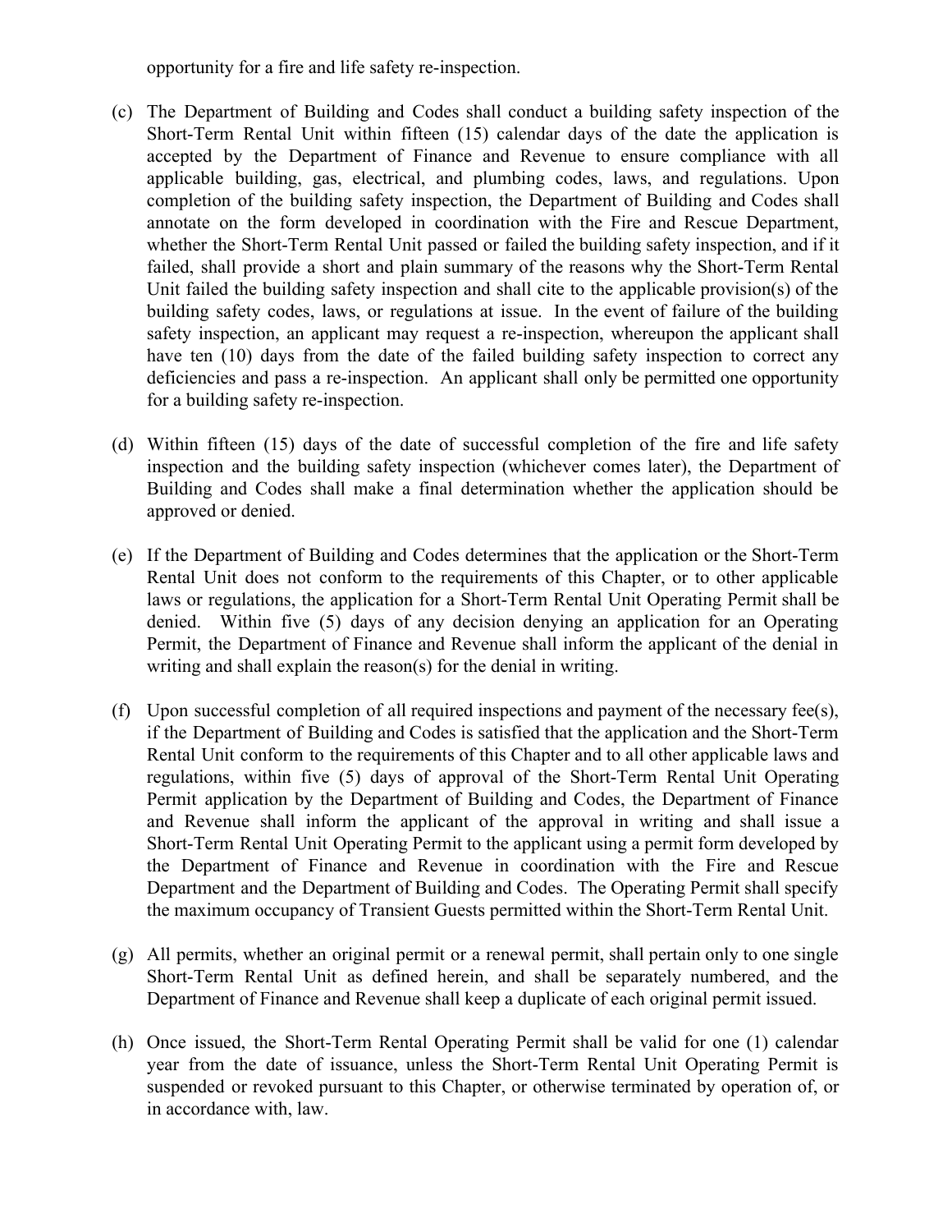opportunity for a fire and life safety re-inspection.

(c) The Department of Building and Codes shall conduct a building safety inspection of the Short-Term Rental Unit within fifteen (15) calendar days of the date the application is accepted by the Department of Finance and Revenue to ensure compliance with all applicable building, gas, electrical, and plumbing codes, laws, and regulations. Upon completion of the building safety inspection, the Department of Building and Codes shall annotate on the form developed in coordination with the Fire and Rescue Department, whether the Short-Term Rental Unit passed or failed the building safety inspection, and if it failed, shall provide a short and plain summary of the reasons why the Short-Term Rental Unit failed the building safety inspection and shall cite to the applicable provision(s) of the building safety codes, laws, or regulations at issue. In the event of failure of the building safety inspection, an applicant may request a re-inspection, whereupon the applicant shall have ten (10) days from the date of the failed building safety inspection to correct any deficiencies and pass a re-inspection. An applicant shall only be permitted one opportunity for a building safety re-inspection.

(d) Within fifteen (15) days of the date of successful completion of the fire and life safety inspection and the building safety inspection (whichever comes later), the Department of Building and Codes shall make a final determination whether the application should be approved or denied.

(e) If the Department of Building and Codes determines that the application or the Short-Term Rental Unit does not conform to the requirements of this Chapter, or to other applicable laws or regulations, the application for a Short-Term Rental Unit Operating Permit shall be denied. Within five (5) days of any decision denying an application for an Operating Permit, the Department of Finance and Revenue shall inform the applicant of the denial in writing and shall explain the reason(s) for the denial in writing.

(f) Upon successful completion of all required inspections and payment of the necessary fee(s), if the Department of Building and Codes is satisfied that the application and the Short-Term Rental Unit conform to the requirements of this Chapter and to all other applicable laws and regulations, within five (5) days of approval of the Short-Term Rental Unit Operating Permit application by the Department of Building and Codes, the Department of Finance and Revenue shall inform the applicant of the approval in writing and shall issue a Short-Term Rental Unit Operating Permit to the applicant using a permit form developed by the Department of Finance and Revenue in coordination with the Fire and Rescue Department and the Department of Building and Codes. The Operating Permit shall specify the maximum occupancy of Transient Guests permitted within the Short-Term Rental Unit.

(g) All permits, whether an original permit or a renewal permit, shall pertain only to one single Short-Term Rental Unit as defined herein, and shall be separately numbered, and the Department of Finance and Revenue shall keep a duplicate of each original permit issued.

(h) Once issued, the Short-Term Rental Operating Permit shall be valid for one (1) calendar year from the date of issuance, unless the Short-Term Rental Unit Operating Permit is suspended or revoked pursuant to this Chapter, or otherwise terminated by operation of, or in accordance with, law.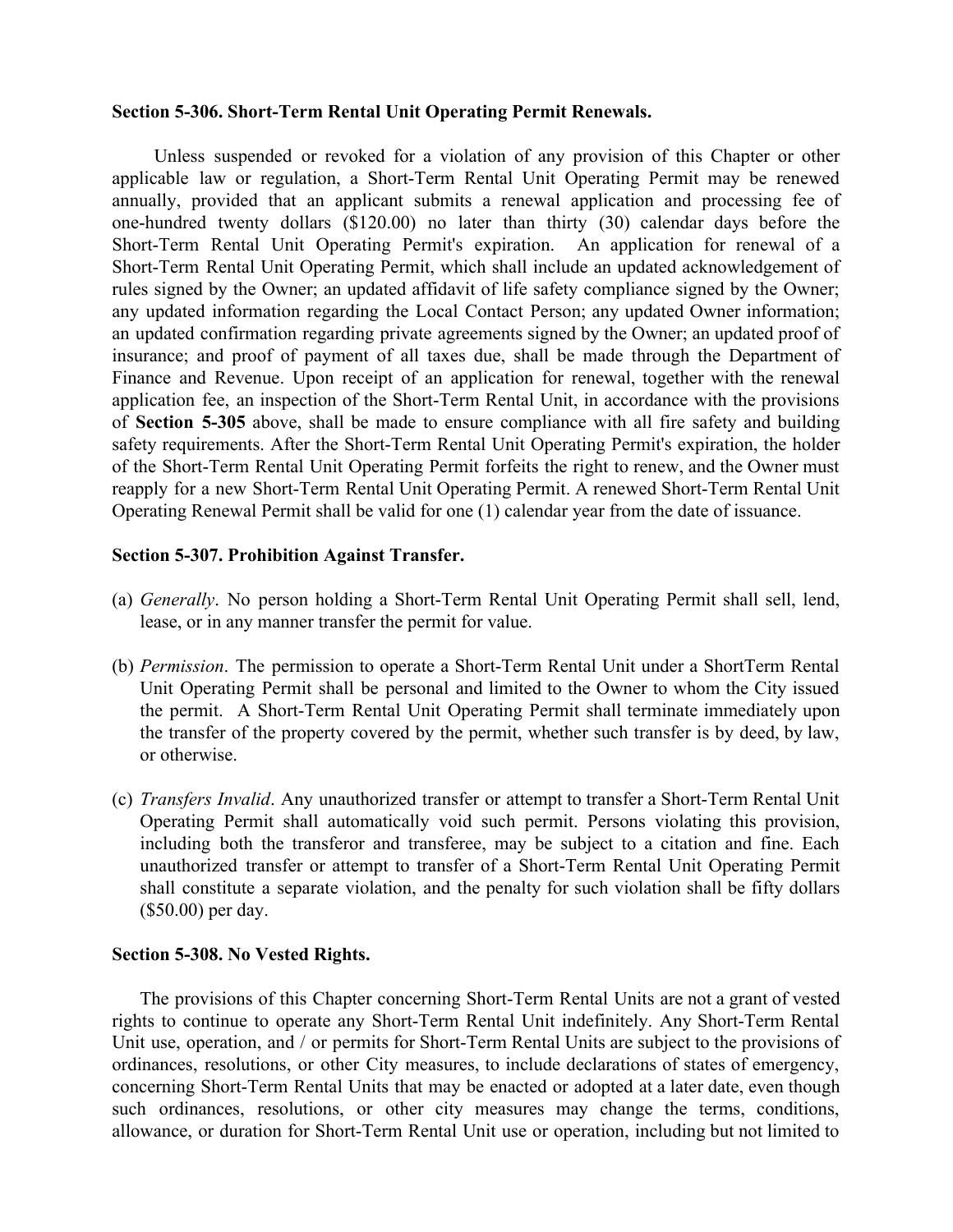**Section 5-306. Short-Term Rental Unit Operating Permit Renewals.**

Unless suspended or revoked for a violation of any provision of this Chapter or other applicable law or regulation, a Short-Term Rental Unit Operating Permit may be renewed annually, provided that an applicant submits a renewal application and processing fee of one-hundred twenty dollars ($120.00) no later than thirty (30) calendar days before the Short-Term Rental Unit Operating Permit's expiration. An application for renewal of a Short-Term Rental Unit Operating Permit, which shall include an updated acknowledgement of rules signed by the Owner; an updated affidavit of life safety compliance signed by the Owner; any updated information regarding the Local Contact Person; any updated Owner information; an updated confirmation regarding private agreements signed by the Owner; an updated proof of insurance; and proof of payment of all taxes due, shall be made through the Department of Finance and Revenue. Upon receipt of an application for renewal, together with the renewal application fee, an inspection of the Short-Term Rental Unit, in accordance with the provisions of **Section 5-305** above, shall be made to ensure compliance with all fire safety and building safety requirements. After the Short-Term Rental Unit Operating Permit's expiration, the holder of the Short-Term Rental Unit Operating Permit forfeits the right to renew, and the Owner must reapply for a new Short-Term Rental Unit Operating Permit. A renewed Short-Term Rental Unit Operating Renewal Permit shall be valid for one (1) calendar year from the date of issuance.

**Section 5-307. Prohibition Against Transfer.**

(a) *Generally*. No person holding a Short-Term Rental Unit Operating Permit shall sell, lend, lease, or in any manner transfer the permit for value.

(b) *Permission*. The permission to operate a Short-Term Rental Unit under a ShortTerm Rental Unit Operating Permit shall be personal and limited to the Owner to whom the City issued the permit. A Short-Term Rental Unit Operating Permit shall terminate immediately upon the transfer of the property covered by the permit, whether such transfer is by deed, by law, or otherwise.

(c) *Transfers Invalid*. Any unauthorized transfer or attempt to transfer a Short-Term Rental Unit Operating Permit shall automatically void such permit. Persons violating this provision, including both the transferor and transferee, may be subject to a citation and fine. Each unauthorized transfer or attempt to transfer of a Short-Term Rental Unit Operating Permit shall constitute a separate violation, and the penalty for such violation shall be fifty dollars ($50.00) per day.

**Section 5-308. No Vested Rights.**

The provisions of this Chapter concerning Short-Term Rental Units are not a grant of vested rights to continue to operate any Short-Term Rental Unit indefinitely. Any Short-Term Rental Unit use, operation, and / or permits for Short-Term Rental Units are subject to the provisions of ordinances, resolutions, or other City measures, to include declarations of states of emergency, concerning Short-Term Rental Units that may be enacted or adopted at a later date, even though such ordinances, resolutions, or other city measures may change the terms, conditions, allowance, or duration for Short-Term Rental Unit use or operation, including but not limited to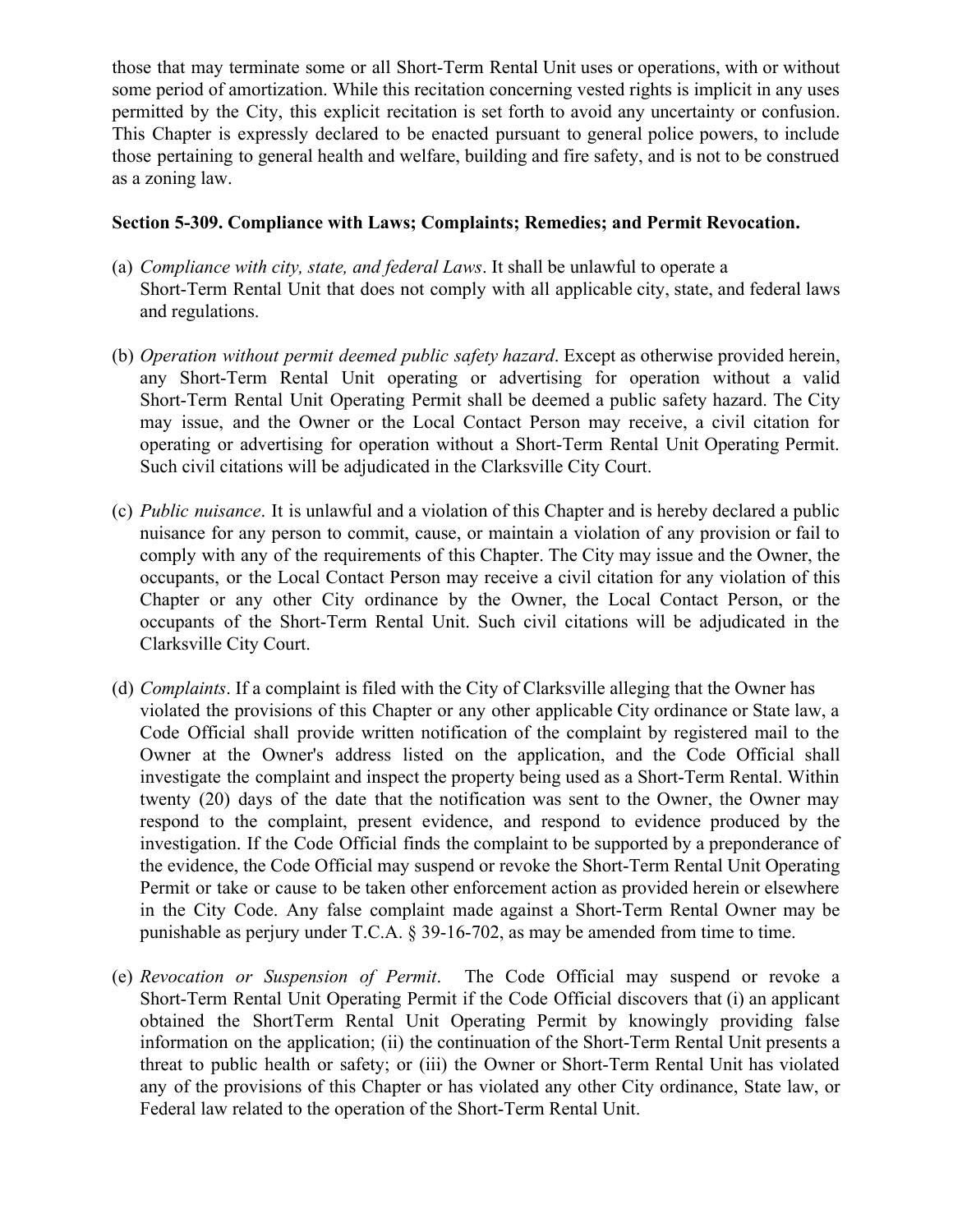those that may terminate some or all Short-Term Rental Unit uses or operations, with or without some period of amortization. While this recitation concerning vested rights is implicit in any uses permitted by the City, this explicit recitation is set forth to avoid any uncertainty or confusion. This Chapter is expressly declared to be enacted pursuant to general police powers, to include those pertaining to general health and welfare, building and fire safety, and is not to be construed as a zoning law.

**Section 5-309. Compliance with Laws; Complaints; Remedies; and Permit Revocation.**

(a) *Compliance with city, state, and federal Laws*. It shall be unlawful to operate a Short-Term Rental Unit that does not comply with all applicable city, state, and federal laws and regulations.

(b) *Operation without permit deemed public safety hazard*. Except as otherwise provided herein, any Short-Term Rental Unit operating or advertising for operation without a valid Short-Term Rental Unit Operating Permit shall be deemed a public safety hazard. The City may issue, and the Owner or the Local Contact Person may receive, a civil citation for operating or advertising for operation without a Short-Term Rental Unit Operating Permit. Such civil citations will be adjudicated in the Clarksville City Court.

(c) *Public nuisance*. It is unlawful and a violation of this Chapter and is hereby declared a public nuisance for any person to commit, cause, or maintain a violation of any provision or fail to comply with any of the requirements of this Chapter. The City may issue and the Owner, the occupants, or the Local Contact Person may receive a civil citation for any violation of this Chapter or any other City ordinance by the Owner, the Local Contact Person, or the occupants of the Short-Term Rental Unit. Such civil citations will be adjudicated in the Clarksville City Court.

(d) *Complaints*. If a complaint is filed with the City of Clarksville alleging that the Owner has violated the provisions of this Chapter or any other applicable City ordinance or State law, a Code Official shall provide written notification of the complaint by registered mail to the Owner at the Owner's address listed on the application, and the Code Official shall investigate the complaint and inspect the property being used as a Short-Term Rental. Within twenty (20) days of the date that the notification was sent to the Owner, the Owner may respond to the complaint, present evidence, and respond to evidence produced by the investigation. If the Code Official finds the complaint to be supported by a preponderance of the evidence, the Code Official may suspend or revoke the Short-Term Rental Unit Operating Permit or take or cause to be taken other enforcement action as provided herein or elsewhere in the City Code. Any false complaint made against a Short-Term Rental Owner may be punishable as perjury under T.C.A. § 39-16-702, as may be amended from time to time.

(e) *Revocation or Suspension of Permit*. The Code Official may suspend or revoke a Short-Term Rental Unit Operating Permit if the Code Official discovers that (i) an applicant obtained the ShortTerm Rental Unit Operating Permit by knowingly providing false information on the application; (ii) the continuation of the Short-Term Rental Unit presents a threat to public health or safety; or (iii) the Owner or Short-Term Rental Unit has violated any of the provisions of this Chapter or has violated any other City ordinance, State law, or Federal law related to the operation of the Short-Term Rental Unit.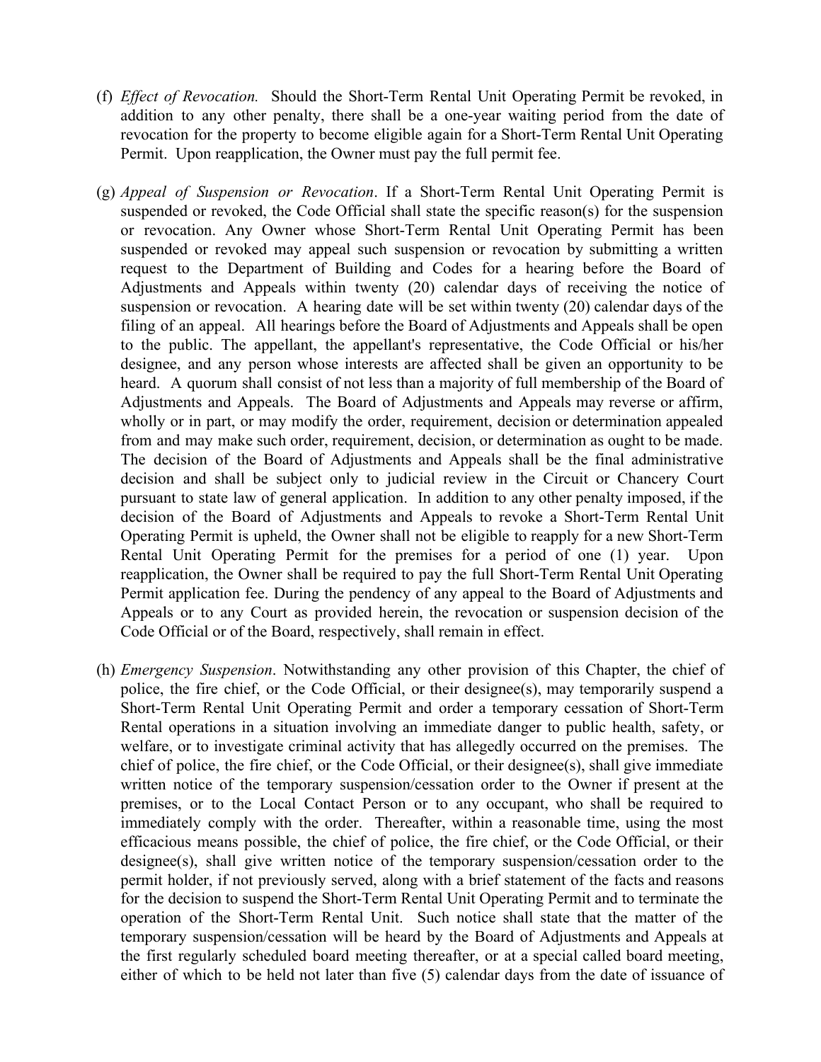(f) *Effect of Revocation.* Should the Short-Term Rental Unit Operating Permit be revoked, in addition to any other penalty, there shall be a one-year waiting period from the date of revocation for the property to become eligible again for a Short-Term Rental Unit Operating Permit. Upon reapplication, the Owner must pay the full permit fee.

(g) *Appeal of Suspension or Revocation*. If a Short-Term Rental Unit Operating Permit is suspended or revoked, the Code Official shall state the specific reason(s) for the suspension or revocation. Any Owner whose Short-Term Rental Unit Operating Permit has been suspended or revoked may appeal such suspension or revocation by submitting a written request to the Department of Building and Codes for a hearing before the Board of Adjustments and Appeals within twenty (20) calendar days of receiving the notice of suspension or revocation. A hearing date will be set within twenty (20) calendar days of the filing of an appeal. All hearings before the Board of Adjustments and Appeals shall be open to the public. The appellant, the appellant's representative, the Code Official or his/her designee, and any person whose interests are affected shall be given an opportunity to be heard. A quorum shall consist of not less than a majority of full membership of the Board of Adjustments and Appeals. The Board of Adjustments and Appeals may reverse or affirm, wholly or in part, or may modify the order, requirement, decision or determination appealed from and may make such order, requirement, decision, or determination as ought to be made. The decision of the Board of Adjustments and Appeals shall be the final administrative decision and shall be subject only to judicial review in the Circuit or Chancery Court pursuant to state law of general application. In addition to any other penalty imposed, if the decision of the Board of Adjustments and Appeals to revoke a Short-Term Rental Unit Operating Permit is upheld, the Owner shall not be eligible to reapply for a new Short-Term Rental Unit Operating Permit for the premises for a period of one (1) year. Upon reapplication, the Owner shall be required to pay the full Short-Term Rental Unit Operating Permit application fee. During the pendency of any appeal to the Board of Adjustments and Appeals or to any Court as provided herein, the revocation or suspension decision of the Code Official or of the Board, respectively, shall remain in effect.

(h) *Emergency Suspension*. Notwithstanding any other provision of this Chapter, the chief of police, the fire chief, or the Code Official, or their designee(s), may temporarily suspend a Short-Term Rental Unit Operating Permit and order a temporary cessation of Short-Term Rental operations in a situation involving an immediate danger to public health, safety, or welfare, or to investigate criminal activity that has allegedly occurred on the premises. The chief of police, the fire chief, or the Code Official, or their designee(s), shall give immediate written notice of the temporary suspension/cessation order to the Owner if present at the premises, or to the Local Contact Person or to any occupant, who shall be required to immediately comply with the order. Thereafter, within a reasonable time, using the most efficacious means possible, the chief of police, the fire chief, or the Code Official, or their designee(s), shall give written notice of the temporary suspension/cessation order to the permit holder, if not previously served, along with a brief statement of the facts and reasons for the decision to suspend the Short-Term Rental Unit Operating Permit and to terminate the operation of the Short-Term Rental Unit. Such notice shall state that the matter of the temporary suspension/cessation will be heard by the Board of Adjustments and Appeals at the first regularly scheduled board meeting thereafter, or at a special called board meeting, either of which to be held not later than five (5) calendar days from the date of issuance of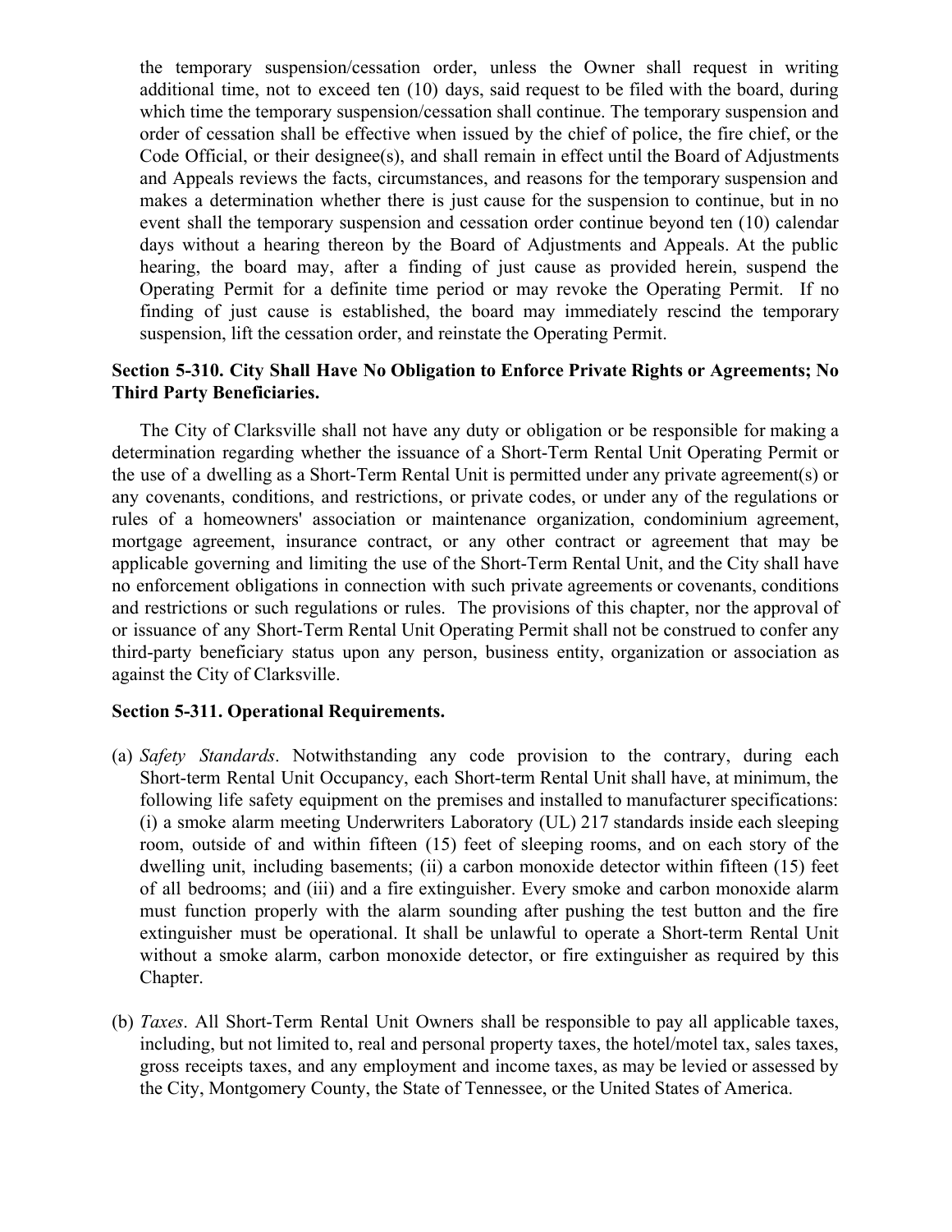the temporary suspension/cessation order, unless the Owner shall request in writing additional time, not to exceed ten (10) days, said request to be filed with the board, during which time the temporary suspension/cessation shall continue. The temporary suspension and order of cessation shall be effective when issued by the chief of police, the fire chief, or the Code Official, or their designee(s), and shall remain in effect until the Board of Adjustments and Appeals reviews the facts, circumstances, and reasons for the temporary suspension and makes a determination whether there is just cause for the suspension to continue, but in no event shall the temporary suspension and cessation order continue beyond ten (10) calendar days without a hearing thereon by the Board of Adjustments and Appeals. At the public hearing, the board may, after a finding of just cause as provided herein, suspend the Operating Permit for a definite time period or may revoke the Operating Permit. If no finding of just cause is established, the board may immediately rescind the temporary suspension, lift the cessation order, and reinstate the Operating Permit.

**Section 5-310. City Shall Have No Obligation to Enforce Private Rights or Agreements; No Third Party Beneficiaries.**

The City of Clarksville shall not have any duty or obligation or be responsible for making a determination regarding whether the issuance of a Short-Term Rental Unit Operating Permit or the use of a dwelling as a Short-Term Rental Unit is permitted under any private agreement(s) or any covenants, conditions, and restrictions, or private codes, or under any of the regulations or rules of a homeowners' association or maintenance organization, condominium agreement, mortgage agreement, insurance contract, or any other contract or agreement that may be applicable governing and limiting the use of the Short-Term Rental Unit, and the City shall have no enforcement obligations in connection with such private agreements or covenants, conditions and restrictions or such regulations or rules. The provisions of this chapter, nor the approval of or issuance of any Short-Term Rental Unit Operating Permit shall not be construed to confer any third-party beneficiary status upon any person, business entity, organization or association as against the City of Clarksville.

**Section 5-311. Operational Requirements.**

(a) *Safety Standards*. Notwithstanding any code provision to the contrary, during each Short-term Rental Unit Occupancy, each Short-term Rental Unit shall have, at minimum, the following life safety equipment on the premises and installed to manufacturer specifications: (i) a smoke alarm meeting Underwriters Laboratory (UL) 217 standards inside each sleeping room, outside of and within fifteen (15) feet of sleeping rooms, and on each story of the dwelling unit, including basements; (ii) a carbon monoxide detector within fifteen (15) feet of all bedrooms; and (iii) and a fire extinguisher. Every smoke and carbon monoxide alarm must function properly with the alarm sounding after pushing the test button and the fire extinguisher must be operational. It shall be unlawful to operate a Short-term Rental Unit without a smoke alarm, carbon monoxide detector, or fire extinguisher as required by this Chapter.

(b) *Taxes*. All Short-Term Rental Unit Owners shall be responsible to pay all applicable taxes, including, but not limited to, real and personal property taxes, the hotel/motel tax, sales taxes, gross receipts taxes, and any employment and income taxes, as may be levied or assessed by the City, Montgomery County, the State of Tennessee, or the United States of America.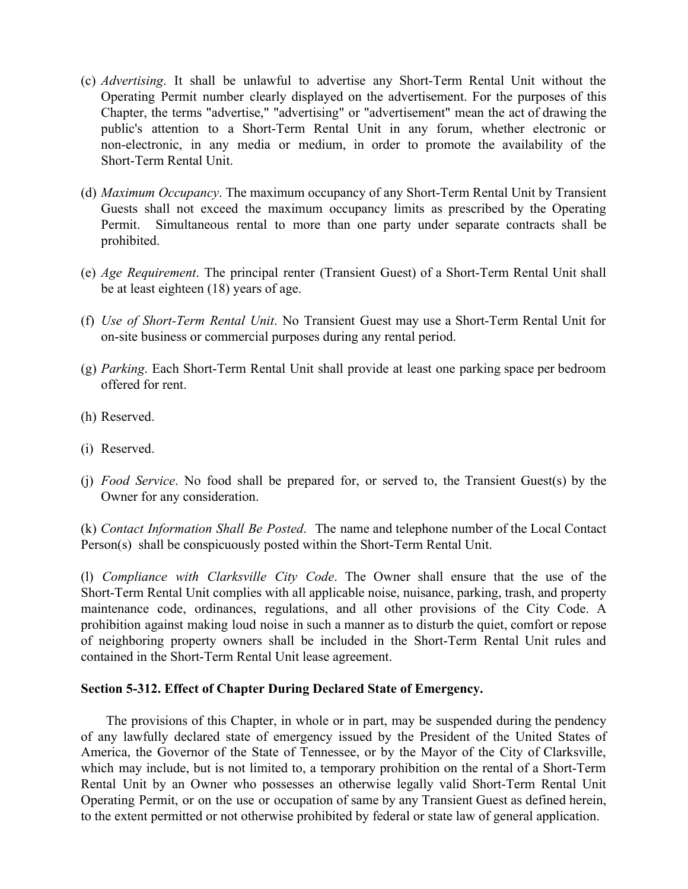(c) *Advertising*. It shall be unlawful to advertise any Short-Term Rental Unit without the Operating Permit number clearly displayed on the advertisement. For the purposes of this Chapter, the terms "advertise," "advertising" or "advertisement" mean the act of drawing the public's attention to a Short-Term Rental Unit in any forum, whether electronic or non-electronic, in any media or medium, in order to promote the availability of the Short-Term Rental Unit.

(d) *Maximum Occupancy*. The maximum occupancy of any Short-Term Rental Unit by Transient Guests shall not exceed the maximum occupancy limits as prescribed by the Operating Permit. Simultaneous rental to more than one party under separate contracts shall be prohibited.

(e) *Age Requirement*. The principal renter (Transient Guest) of a Short-Term Rental Unit shall be at least eighteen (18) years of age.

(f) *Use of Short-Term Rental Unit*. No Transient Guest may use a Short-Term Rental Unit for on-site business or commercial purposes during any rental period.

(g) *Parking*. Each Short-Term Rental Unit shall provide at least one parking space per bedroom offered for rent.

(h) Reserved.

(i) Reserved.

(j) *Food Service*. No food shall be prepared for, or served to, the Transient Guest(s) by the Owner for any consideration.

(k) *Contact Information Shall Be Posted*. The name and telephone number of the Local Contact Person(s) shall be conspicuously posted within the Short-Term Rental Unit.

(l) *Compliance with Clarksville City Code*. The Owner shall ensure that the use of the Short-Term Rental Unit complies with all applicable noise, nuisance, parking, trash, and property maintenance code, ordinances, regulations, and all other provisions of the City Code. A prohibition against making loud noise in such a manner as to disturb the quiet, comfort or repose of neighboring property owners shall be included in the Short-Term Rental Unit rules and contained in the Short-Term Rental Unit lease agreement.

**Section 5-312. Effect of Chapter During Declared State of Emergency.**

The provisions of this Chapter, in whole or in part, may be suspended during the pendency of any lawfully declared state of emergency issued by the President of the United States of America, the Governor of the State of Tennessee, or by the Mayor of the City of Clarksville, which may include, but is not limited to, a temporary prohibition on the rental of a Short-Term Rental Unit by an Owner who possesses an otherwise legally valid Short-Term Rental Unit Operating Permit, or on the use or occupation of same by any Transient Guest as defined herein, to the extent permitted or not otherwise prohibited by federal or state law of general application.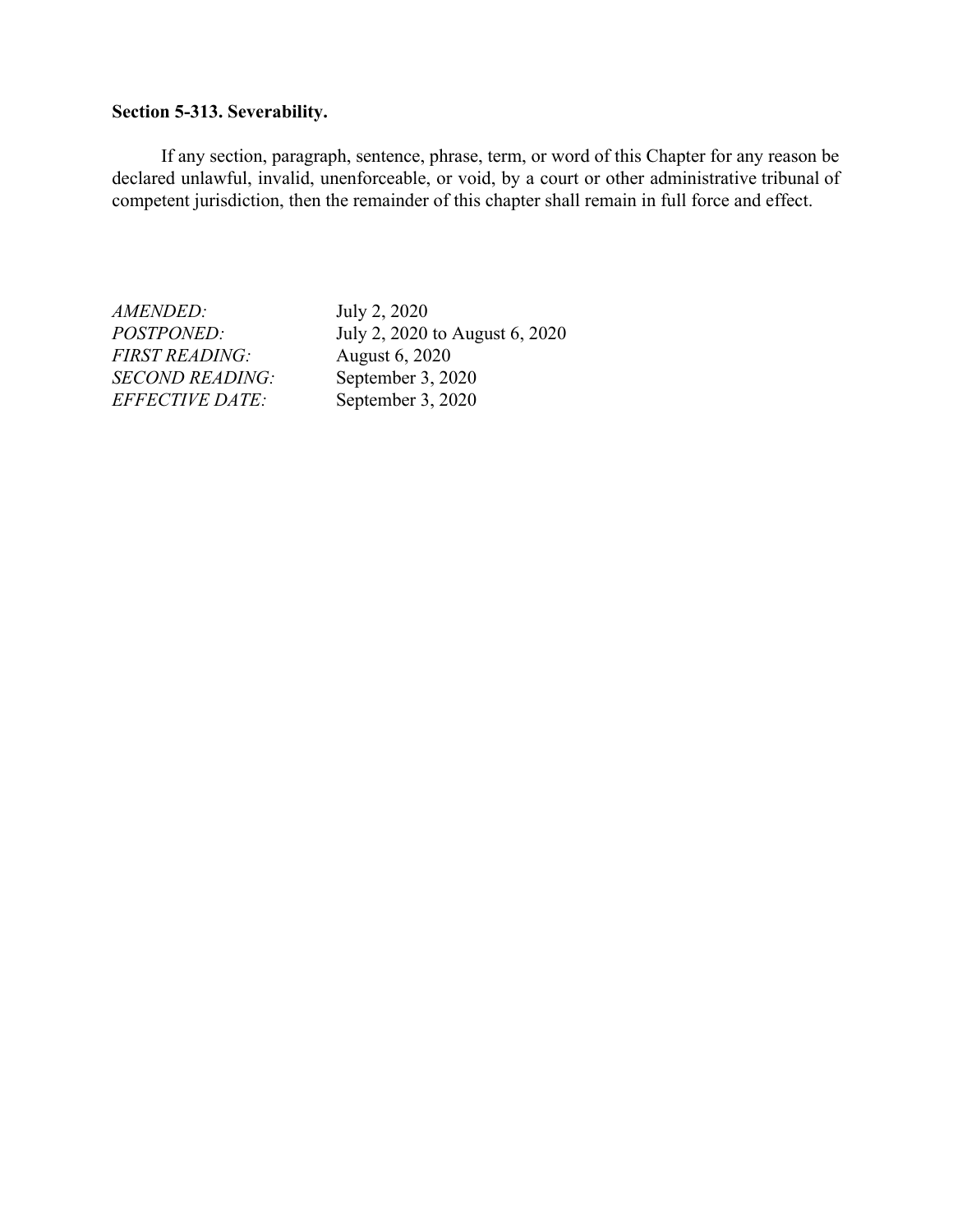**Section 5-313. Severability.**

If any section, paragraph, sentence, phrase, term, or word of this Chapter for any reason be declared unlawful, invalid, unenforceable, or void, by a court or other administrative tribunal of competent jurisdiction, then the remainder of this chapter shall remain in full force and effect.

| | |
|---|---|
| *AMENDED:* | July 2, 2020 |
| *POSTPONED:* | July 2, 2020 to August 6, 2020 |
| *FIRST READING:* | August 6, 2020 |
| *SECOND READING:* | September 3, 2020 |
| *EFFECTIVE DATE:* | September 3, 2020 |